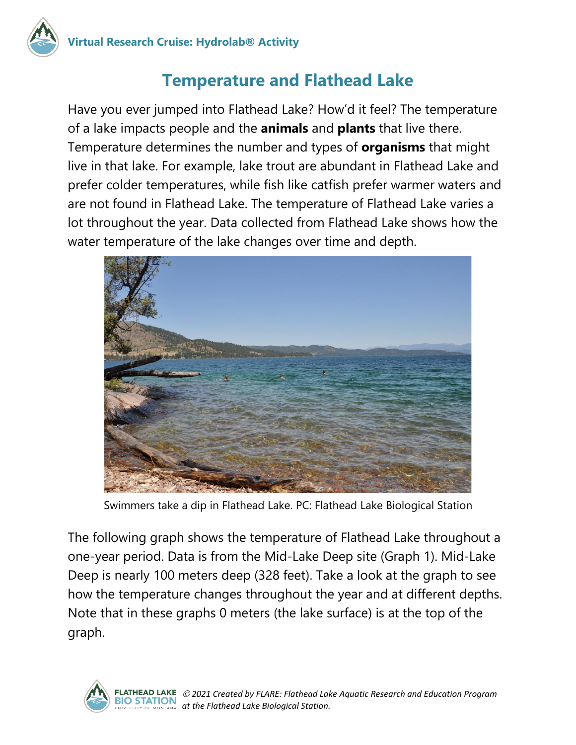# Temperature and Flathead Lake

Have you ever jumped into Flathead Lake? How'd it feel? The temperature of a lake impacts people and the **animals** and **plants** that live there. Temperature determines the number and types of **organisms** that might live in that lake. For example, lake trout are abundant in Flathead Lake and prefer colder temperatures, while fish like catfish prefer warmer waters and are not found in Flathead Lake. The temperature of Flathead Lake varies a lot throughout the year. Data collected from Flathead Lake shows how the water temperature of the lake changes over time and depth.

Swimmers take a dip in Flathead Lake. PC: Flathead Lake Biological Station

The following graph shows the temperature of Flathead Lake throughout a one-year period. Data is from the Mid-Lake Deep site (Graph 1). Mid-Lake Deep is nearly 100 meters deep (328 feet). Take a look at the graph to see how the temperature changes throughout the year and at different depths. Note that in these graphs 0 meters (the lake surface) is at the top of the graph.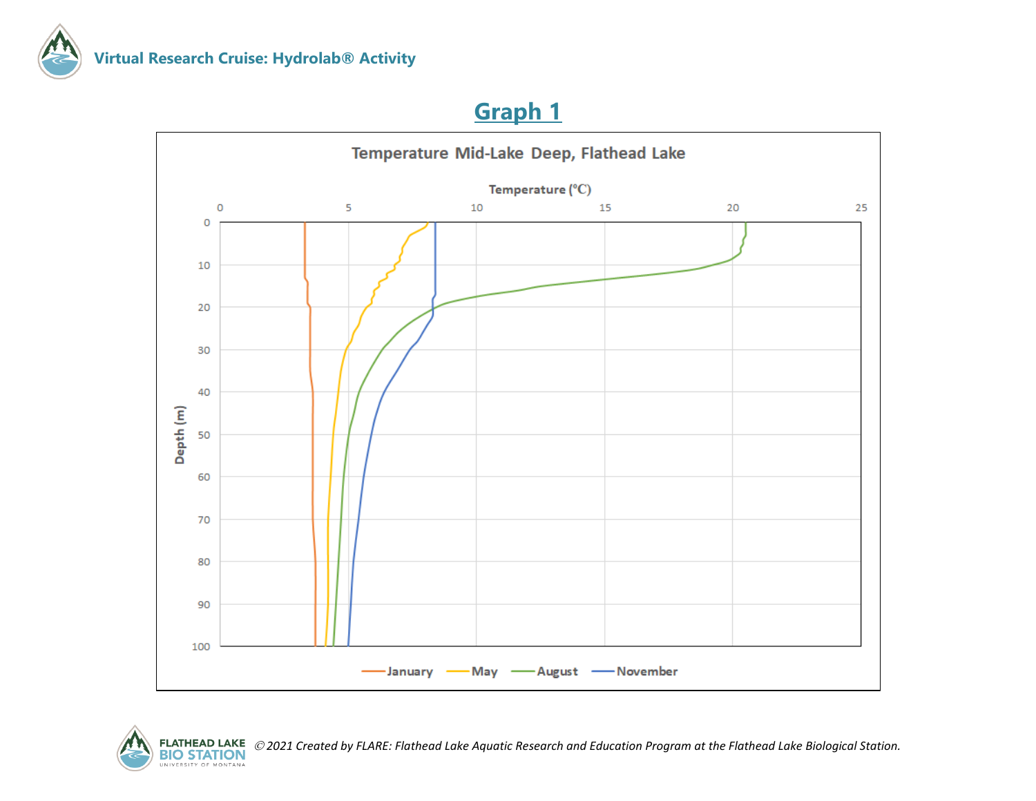## Graph 1

Temperature Mid-Lake Deep, Flathead Lake

Temperature (°C)

Depth (m)

January, May, August, November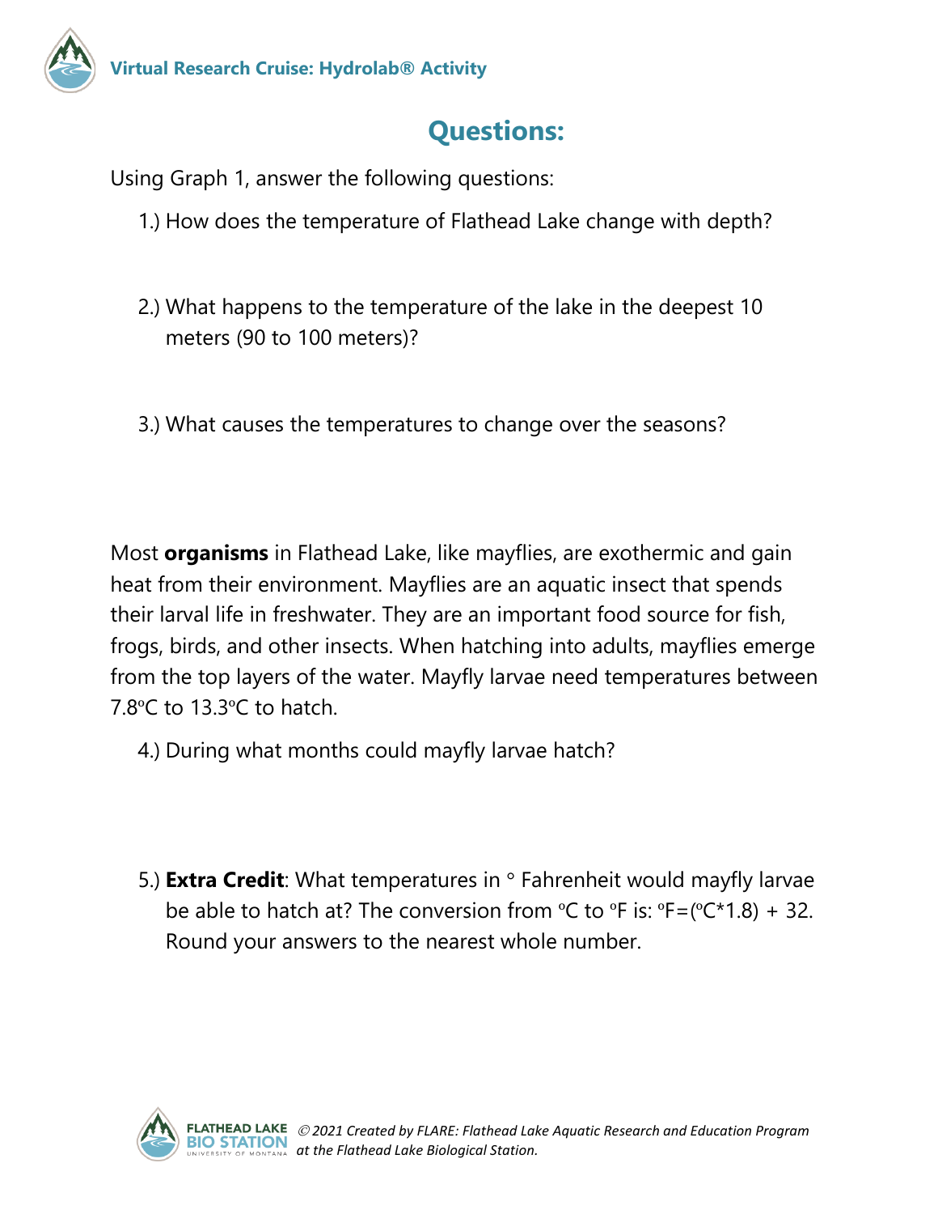# Questions:

Using Graph 1, answer the following questions:

1.) How does the temperature of Flathead Lake change with depth?

2.) What happens to the temperature of the lake in the deepest 10 meters (90 to 100 meters)?

3.) What causes the temperatures to change over the seasons?

Most **organisms** in Flathead Lake, like mayflies, are exothermic and gain heat from their environment. Mayflies are an aquatic insect that spends their larval life in freshwater. They are an important food source for fish, frogs, birds, and other insects. When hatching into adults, mayflies emerge from the top layers of the water. Mayfly larvae need temperatures between 7.8ºC to 13.3ºC to hatch.

4.) During what months could mayfly larvae hatch?

5.) **Extra Credit**: What temperatures in ° Fahrenheit would mayfly larvae be able to hatch at? The conversion from ºC to ºF is: ºF=(ºC*1.8) + 32. Round your answers to the nearest whole number.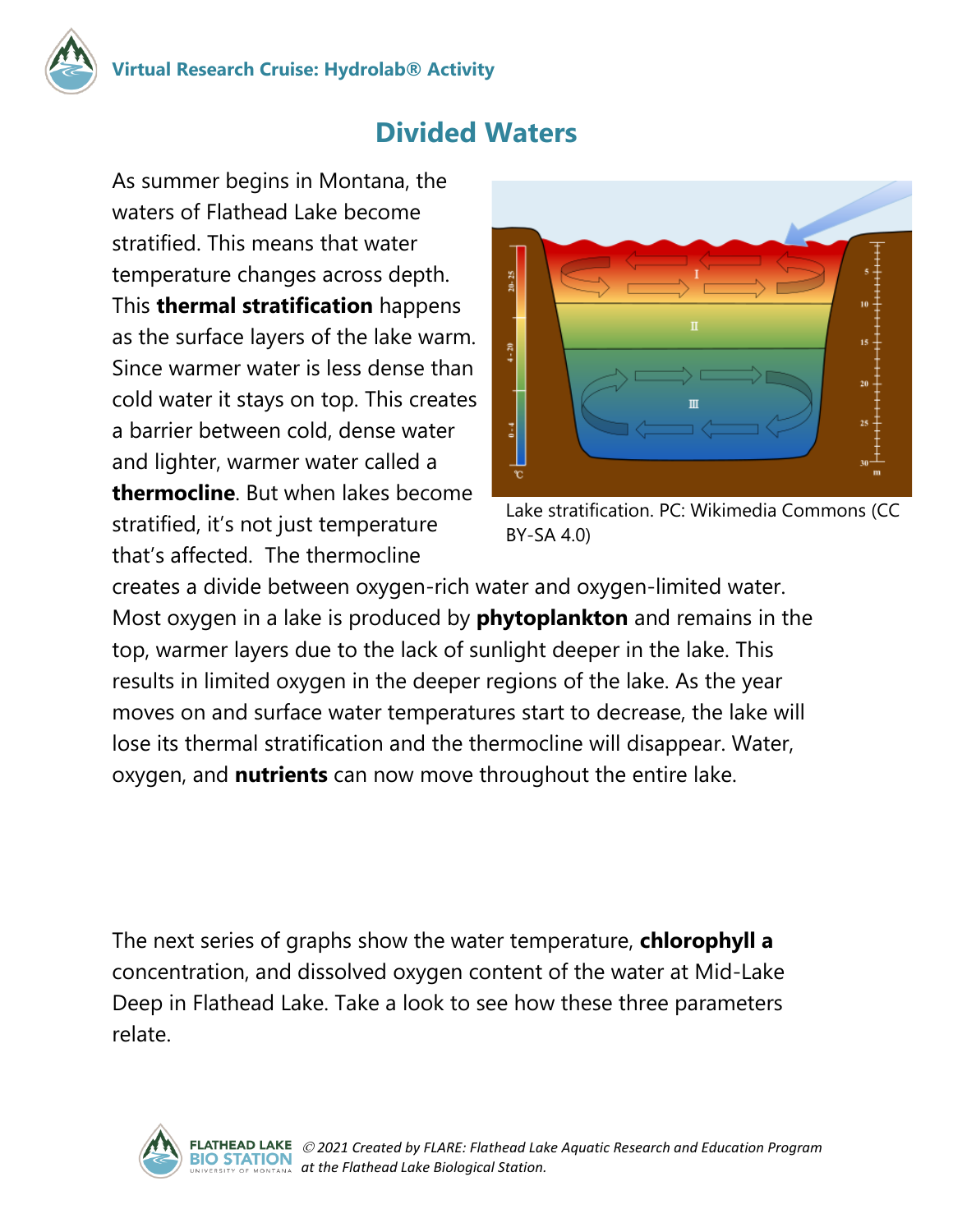# Divided Waters

As summer begins in Montana, the waters of Flathead Lake become stratified. This means that water temperature changes across depth. This **thermal stratification** happens as the surface layers of the lake warm. Since warmer water is less dense than cold water it stays on top. This creates a barrier between cold, dense water and lighter, warmer water called a **thermocline**. But when lakes become stratified, it's not just temperature that's affected. The thermocline creates a divide between oxygen-rich water and oxygen-limited water. Most oxygen in a lake is produced by **phytoplankton** and remains in the top, warmer layers due to the lack of sunlight deeper in the lake. This results in limited oxygen in the deeper regions of the lake. As the year moves on and surface water temperatures start to decrease, the lake will lose its thermal stratification and the thermocline will disappear. Water, oxygen, and **nutrients** can now move throughout the entire lake.

Lake stratification. PC: Wikimedia Commons (CC BY-SA 4.0)

The next series of graphs show the water temperature, **chlorophyll a** concentration, and dissolved oxygen content of the water at Mid-Lake Deep in Flathead Lake. Take a look to see how these three parameters relate.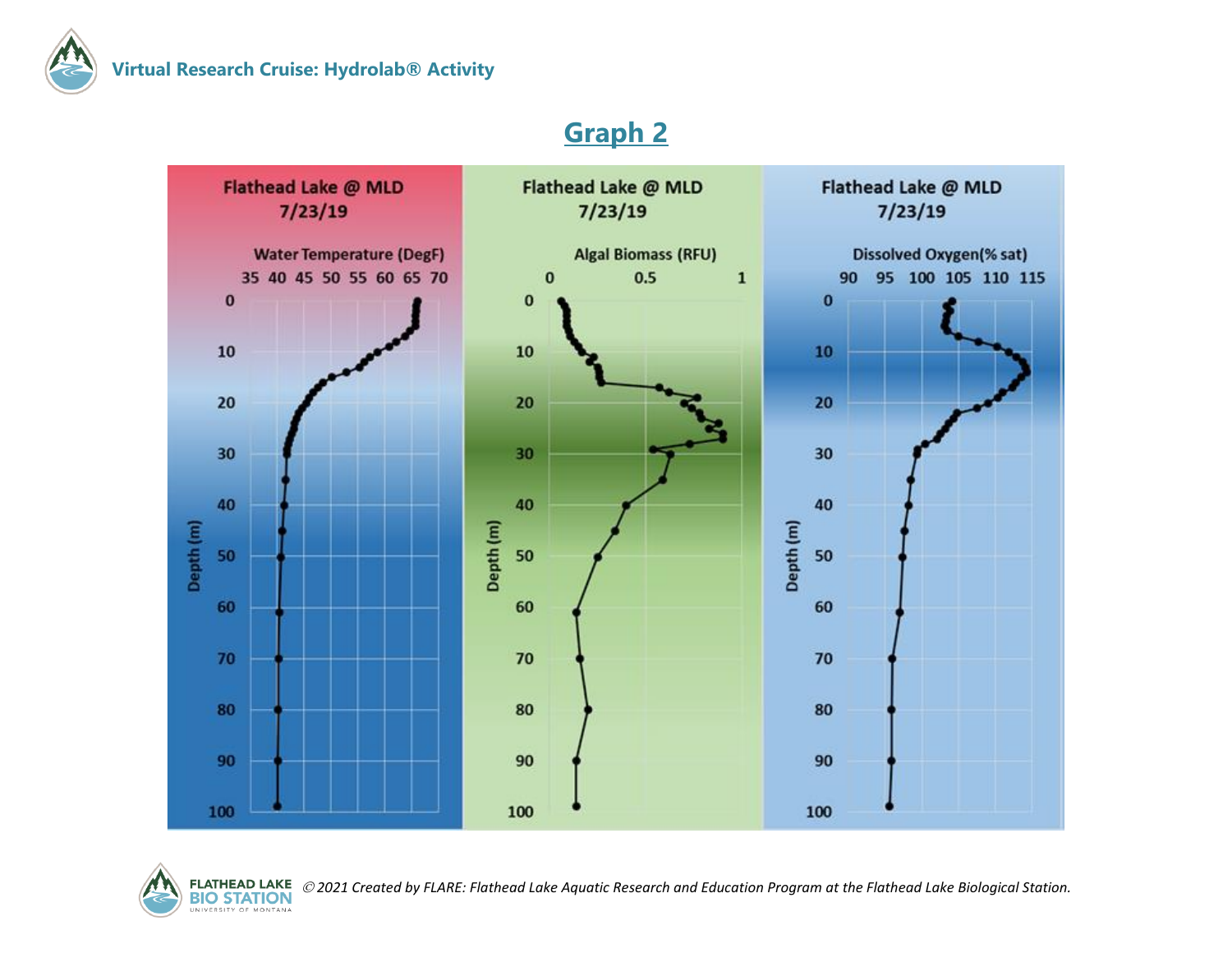## Graph 2

Flathead Lake @ MLD
7/23/19

Water Temperature (DegF)

Flathead Lake @ MLD
7/23/19

Algal Biomass (RFU)

Flathead Lake @ MLD
7/23/19

Dissolved Oxygen(% sat)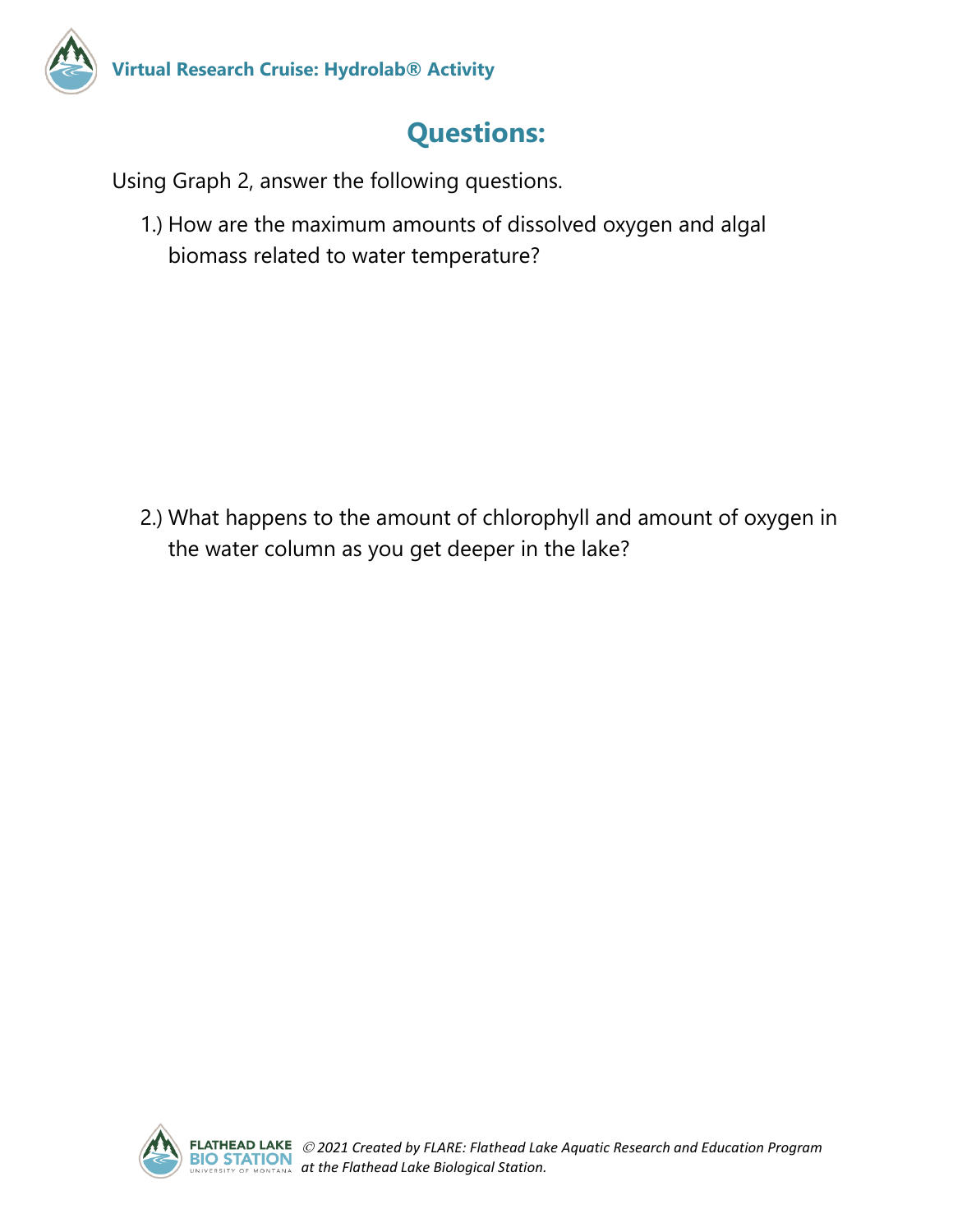## Questions:

Using Graph 2, answer the following questions.

1.) How are the maximum amounts of dissolved oxygen and algal biomass related to water temperature?

2.) What happens to the amount of chlorophyll and amount of oxygen in the water column as you get deeper in the lake?

*© 2021 Created by FLARE: Flathead Lake Aquatic Research and Education Program at the Flathead Lake Biological Station.*